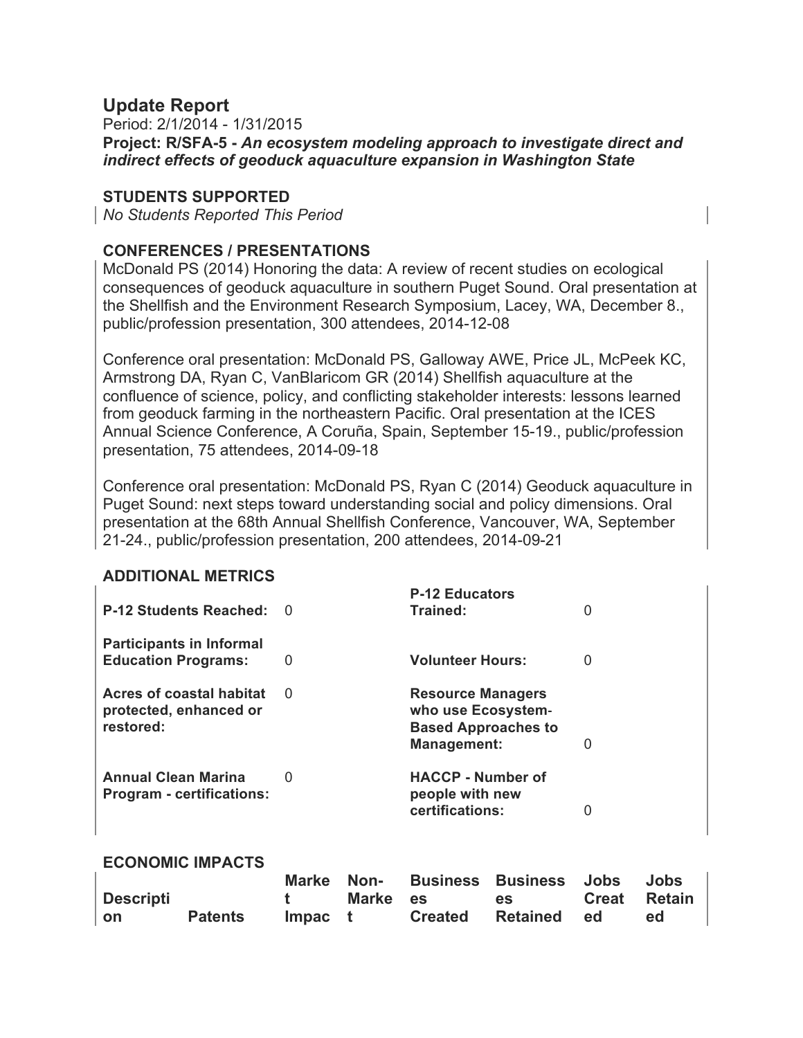## Update Report

Period: 2/1/2014 - 1/31/2015

**Project: R/SFA-5 - *An ecosystem modeling approach to investigate direct and indirect effects of geoduck aquaculture expansion in Washington State***

### STUDENTS SUPPORTED

*No Students Reported This Period*

### CONFERENCES / PRESENTATIONS

McDonald PS (2014) Honoring the data: A review of recent studies on ecological consequences of geoduck aquaculture in southern Puget Sound. Oral presentation at the Shellfish and the Environment Research Symposium, Lacey, WA, December 8., public/profession presentation, 300 attendees, 2014-12-08

Conference oral presentation: McDonald PS, Galloway AWE, Price JL, McPeek KC, Armstrong DA, Ryan C, VanBlaricom GR (2014) Shellfish aquaculture at the confluence of science, policy, and conflicting stakeholder interests: lessons learned from geoduck farming in the northeastern Pacific. Oral presentation at the ICES Annual Science Conference, A Coruña, Spain, September 15-19., public/profession presentation, 75 attendees, 2014-09-18

Conference oral presentation: McDonald PS, Ryan C (2014) Geoduck aquaculture in Puget Sound: next steps toward understanding social and policy dimensions. Oral presentation at the 68th Annual Shellfish Conference, Vancouver, WA, September 21-24., public/profession presentation, 200 attendees, 2014-09-21

### ADDITIONAL METRICS

| | | | |
|---|---|---|---|
| **P-12 Students Reached:** | 0 | **P-12 Educators Trained:** | 0 |
| **Participants in Informal Education Programs:** | 0 | **Volunteer Hours:** | 0 |
| **Acres of coastal habitat protected, enhanced or restored:** | 0 | **Resource Managers who use Ecosystem-Based Approaches to Management:** | 0 |
| **Annual Clean Marina Program - certifications:** | 0 | **HACCP - Number of people with new certifications:** | 0 |

### ECONOMIC IMPACTS

| Description | Patents | Market Impact | Non-Market | Businesses Created | Businesses Retained | Jobs Created | Jobs Retained |
|---|---|---|---|---|---|---|---|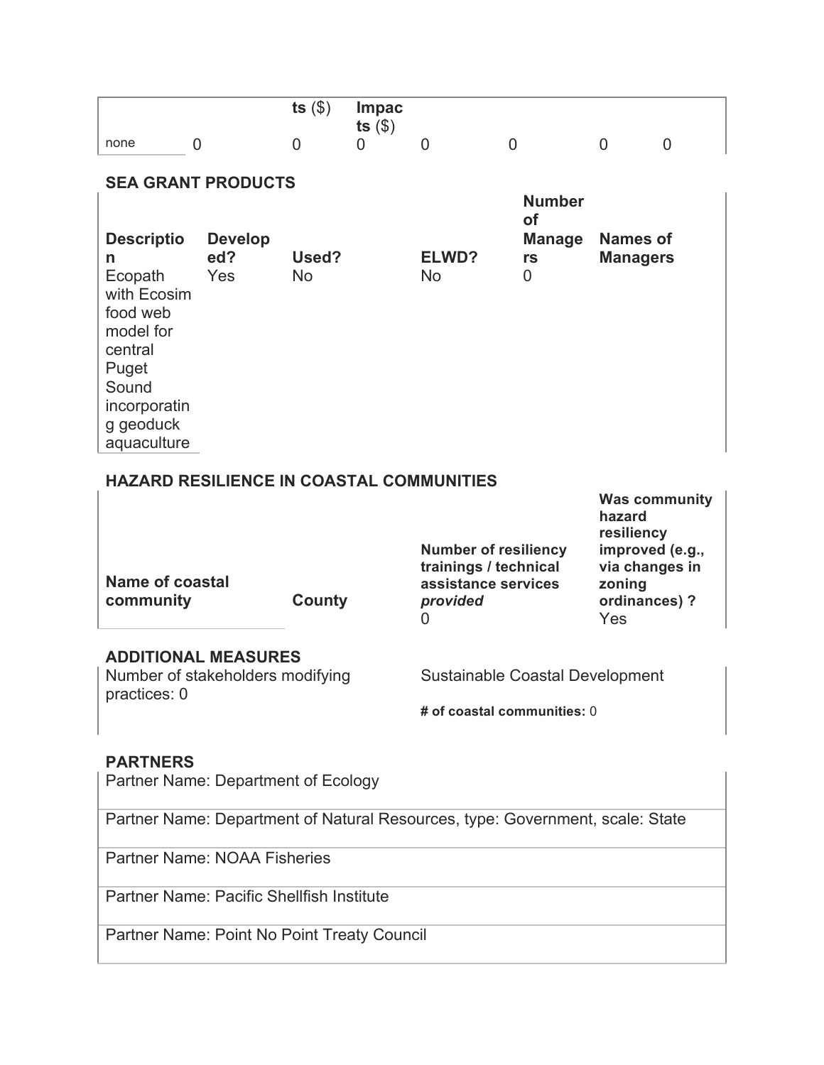| | | ts ($) | Impacts ($) | | | | |
|---|---|---|---|---|---|---|---|
| none | 0 | 0 | 0 | 0 | 0 | 0 | 0 |

## SEA GRANT PRODUCTS

| Description | Developed? | Used? | ELWD? | Number of Managers | Names of Managers |
|---|---|---|---|---|---|
| Ecopath with Ecosim food web model for central Puget Sound incorporating geoduck aquaculture | Yes | No | No | 0 | |

## HAZARD RESILIENCE IN COASTAL COMMUNITIES

| Name of coastal community | County | Number of resiliency trainings / technical assistance services *provided* | Was community hazard resiliency improved (e.g., via changes in zoning ordinances) ? |
|---|---|---|---|
| | | 0 | Yes |

## ADDITIONAL MEASURES

Number of stakeholders modifying practices: 0

Sustainable Coastal Development

**# of coastal communities:** 0

## PARTNERS

Partner Name: Department of Ecology

Partner Name: Department of Natural Resources, type: Government, scale: State

Partner Name: NOAA Fisheries

Partner Name: Pacific Shellfish Institute

Partner Name: Point No Point Treaty Council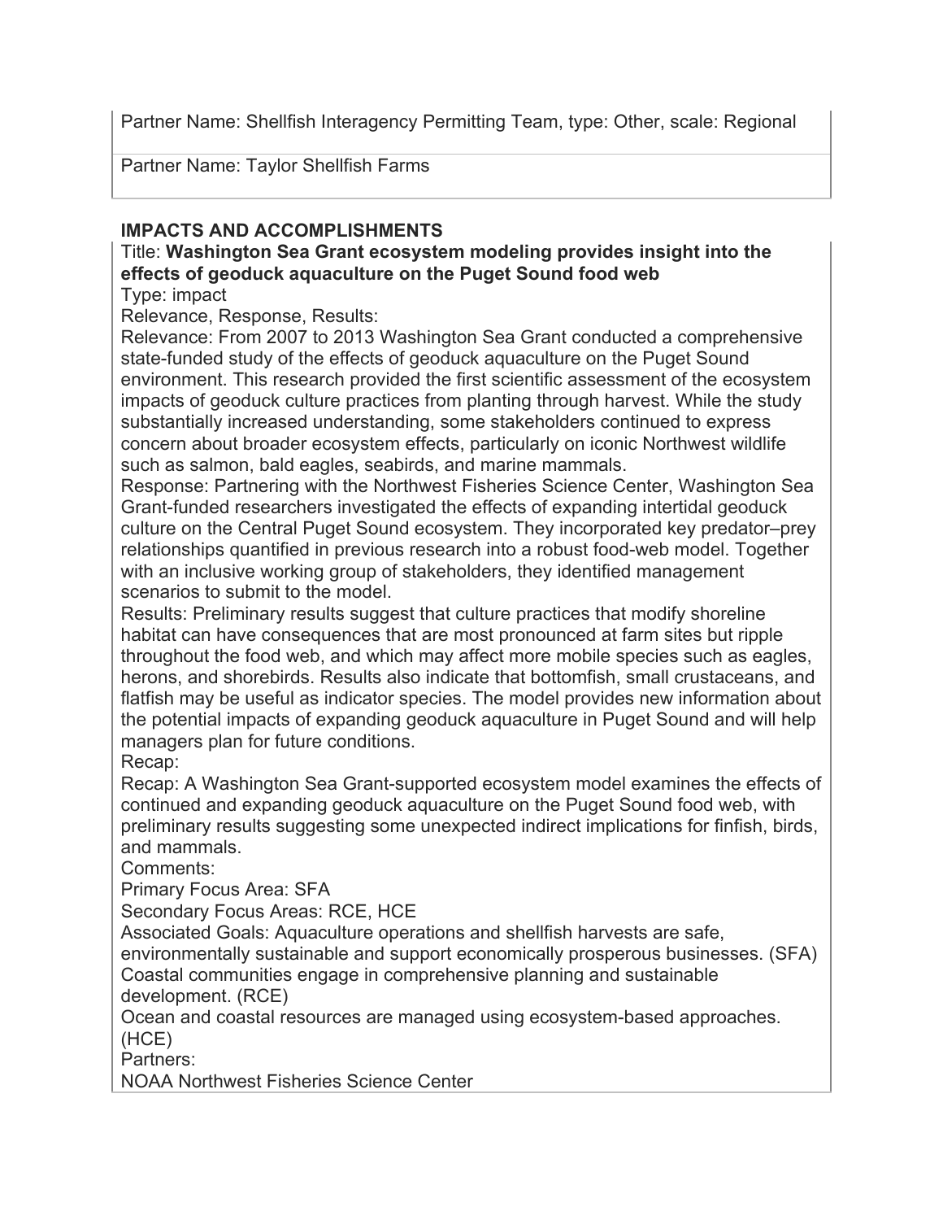Partner Name: Shellfish Interagency Permitting Team, type: Other, scale: Regional

Partner Name: Taylor Shellfish Farms

## IMPACTS AND ACCOMPLISHMENTS

Title: **Washington Sea Grant ecosystem modeling provides insight into the effects of geoduck aquaculture on the Puget Sound food web**

Type: impact

Relevance, Response, Results:

Relevance: From 2007 to 2013 Washington Sea Grant conducted a comprehensive state-funded study of the effects of geoduck aquaculture on the Puget Sound environment. This research provided the first scientific assessment of the ecosystem impacts of geoduck culture practices from planting through harvest. While the study substantially increased understanding, some stakeholders continued to express concern about broader ecosystem effects, particularly on iconic Northwest wildlife such as salmon, bald eagles, seabirds, and marine mammals.

Response: Partnering with the Northwest Fisheries Science Center, Washington Sea Grant-funded researchers investigated the effects of expanding intertidal geoduck culture on the Central Puget Sound ecosystem. They incorporated key predator–prey relationships quantified in previous research into a robust food-web model. Together with an inclusive working group of stakeholders, they identified management scenarios to submit to the model.

Results: Preliminary results suggest that culture practices that modify shoreline habitat can have consequences that are most pronounced at farm sites but ripple throughout the food web, and which may affect more mobile species such as eagles, herons, and shorebirds. Results also indicate that bottomfish, small crustaceans, and flatfish may be useful as indicator species. The model provides new information about the potential impacts of expanding geoduck aquaculture in Puget Sound and will help managers plan for future conditions.

Recap:

Recap: A Washington Sea Grant-supported ecosystem model examines the effects of continued and expanding geoduck aquaculture on the Puget Sound food web, with preliminary results suggesting some unexpected indirect implications for finfish, birds, and mammals.

Comments:

Primary Focus Area: SFA

Secondary Focus Areas: RCE, HCE

Associated Goals: Aquaculture operations and shellfish harvests are safe, environmentally sustainable and support economically prosperous businesses. (SFA)

Coastal communities engage in comprehensive planning and sustainable development. (RCE)

Ocean and coastal resources are managed using ecosystem-based approaches. (HCE)

Partners:

NOAA Northwest Fisheries Science Center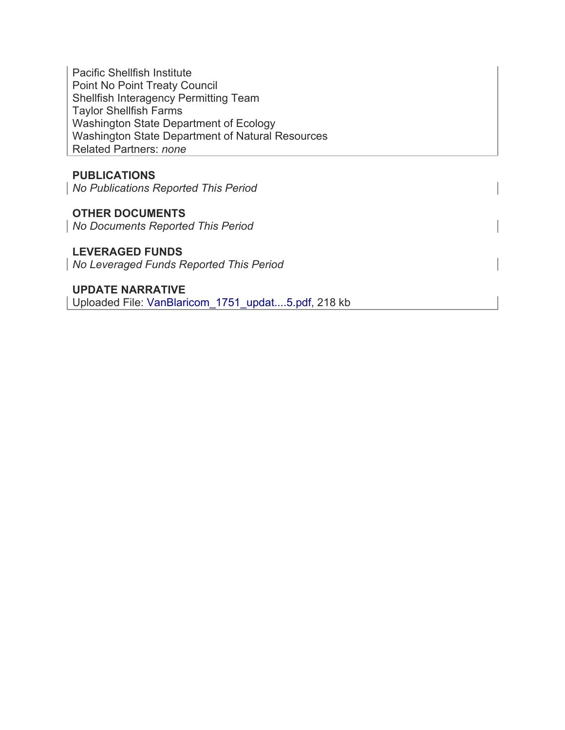Pacific Shellfish Institute
Point No Point Treaty Council
Shellfish Interagency Permitting Team
Taylor Shellfish Farms
Washington State Department of Ecology
Washington State Department of Natural Resources
Related Partners: *none*

**PUBLICATIONS**

*No Publications Reported This Period*

**OTHER DOCUMENTS**

*No Documents Reported This Period*

**LEVERAGED FUNDS**

*No Leveraged Funds Reported This Period*

**UPDATE NARRATIVE**

Uploaded File: VanBlaricom_1751_updat....5.pdf, 218 kb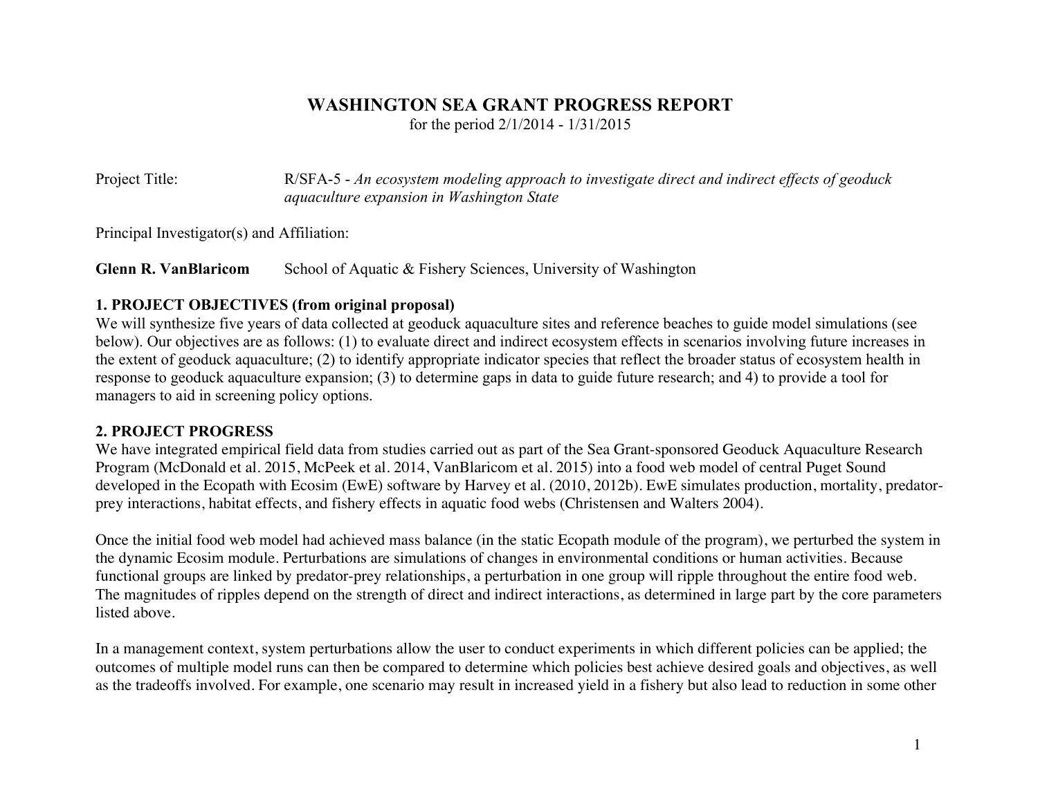# WASHINGTON SEA GRANT PROGRESS REPORT

for the period 2/1/2014 - 1/31/2015

Project Title: R/SFA-5 - *An ecosystem modeling approach to investigate direct and indirect effects of geoduck aquaculture expansion in Washington State*

Principal Investigator(s) and Affiliation:

**Glenn R. VanBlaricom** School of Aquatic & Fishery Sciences, University of Washington

## 1. PROJECT OBJECTIVES (from original proposal)

We will synthesize five years of data collected at geoduck aquaculture sites and reference beaches to guide model simulations (see below). Our objectives are as follows: (1) to evaluate direct and indirect ecosystem effects in scenarios involving future increases in the extent of geoduck aquaculture; (2) to identify appropriate indicator species that reflect the broader status of ecosystem health in response to geoduck aquaculture expansion; (3) to determine gaps in data to guide future research; and 4) to provide a tool for managers to aid in screening policy options.

## 2. PROJECT PROGRESS

We have integrated empirical field data from studies carried out as part of the Sea Grant-sponsored Geoduck Aquaculture Research Program (McDonald et al. 2015, McPeek et al. 2014, VanBlaricom et al. 2015) into a food web model of central Puget Sound developed in the Ecopath with Ecosim (EwE) software by Harvey et al. (2010, 2012b). EwE simulates production, mortality, predator-prey interactions, habitat effects, and fishery effects in aquatic food webs (Christensen and Walters 2004).

Once the initial food web model had achieved mass balance (in the static Ecopath module of the program), we perturbed the system in the dynamic Ecosim module. Perturbations are simulations of changes in environmental conditions or human activities. Because functional groups are linked by predator-prey relationships, a perturbation in one group will ripple throughout the entire food web. The magnitudes of ripples depend on the strength of direct and indirect interactions, as determined in large part by the core parameters listed above.

In a management context, system perturbations allow the user to conduct experiments in which different policies can be applied; the outcomes of multiple model runs can then be compared to determine which policies best achieve desired goals and objectives, as well as the tradeoffs involved. For example, one scenario may result in increased yield in a fishery but also lead to reduction in some other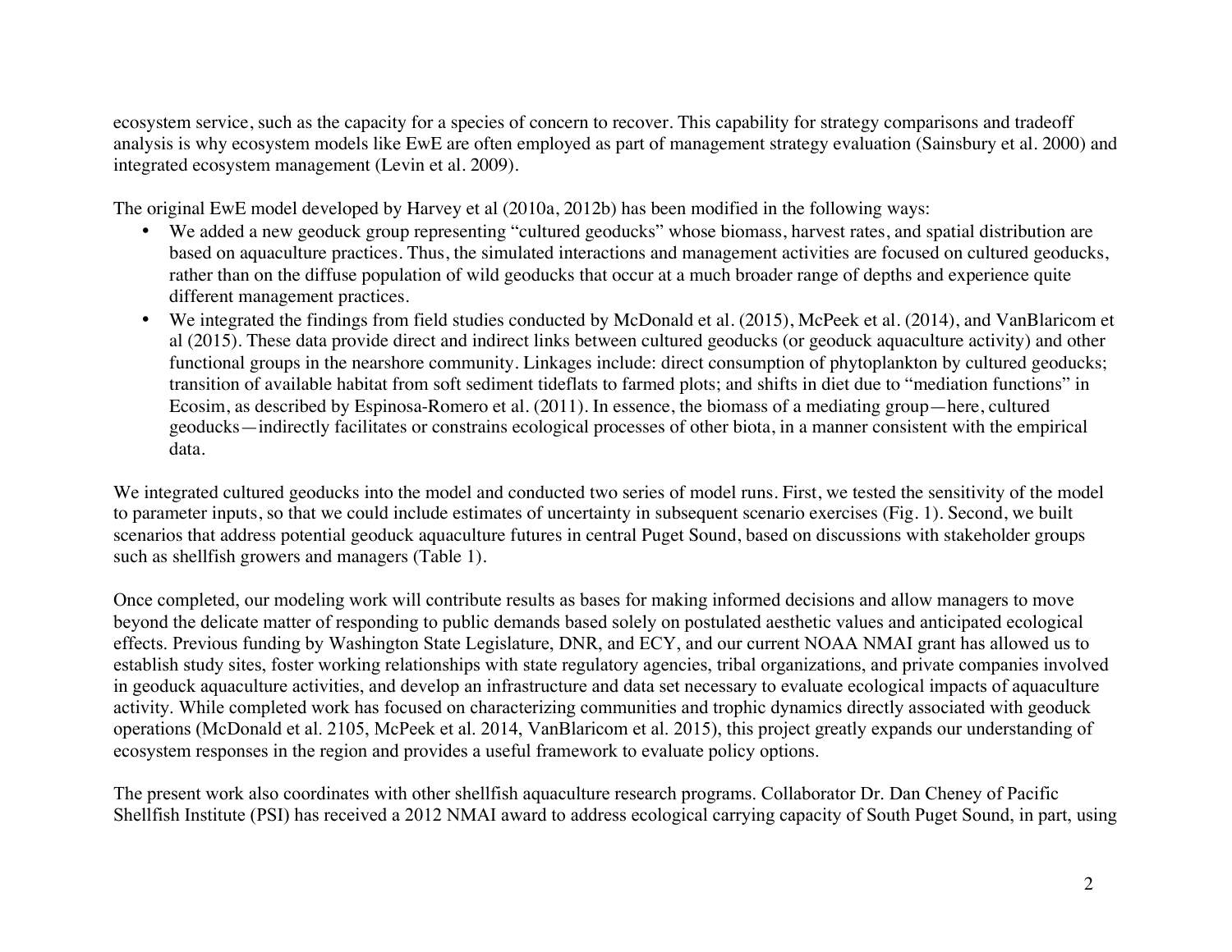ecosystem service, such as the capacity for a species of concern to recover. This capability for strategy comparisons and tradeoff analysis is why ecosystem models like EwE are often employed as part of management strategy evaluation (Sainsbury et al. 2000) and integrated ecosystem management (Levin et al. 2009).

The original EwE model developed by Harvey et al (2010a, 2012b) has been modified in the following ways:

- We added a new geoduck group representing "cultured geoducks" whose biomass, harvest rates, and spatial distribution are based on aquaculture practices. Thus, the simulated interactions and management activities are focused on cultured geoducks, rather than on the diffuse population of wild geoducks that occur at a much broader range of depths and experience quite different management practices.
- We integrated the findings from field studies conducted by McDonald et al. (2015), McPeek et al. (2014), and VanBlaricom et al (2015). These data provide direct and indirect links between cultured geoducks (or geoduck aquaculture activity) and other functional groups in the nearshore community. Linkages include: direct consumption of phytoplankton by cultured geoducks; transition of available habitat from soft sediment tideflats to farmed plots; and shifts in diet due to "mediation functions" in Ecosim, as described by Espinosa-Romero et al. (2011). In essence, the biomass of a mediating group—here, cultured geoducks—indirectly facilitates or constrains ecological processes of other biota, in a manner consistent with the empirical data.

We integrated cultured geoducks into the model and conducted two series of model runs. First, we tested the sensitivity of the model to parameter inputs, so that we could include estimates of uncertainty in subsequent scenario exercises (Fig. 1). Second, we built scenarios that address potential geoduck aquaculture futures in central Puget Sound, based on discussions with stakeholder groups such as shellfish growers and managers (Table 1).

Once completed, our modeling work will contribute results as bases for making informed decisions and allow managers to move beyond the delicate matter of responding to public demands based solely on postulated aesthetic values and anticipated ecological effects. Previous funding by Washington State Legislature, DNR, and ECY, and our current NOAA NMAI grant has allowed us to establish study sites, foster working relationships with state regulatory agencies, tribal organizations, and private companies involved in geoduck aquaculture activities, and develop an infrastructure and data set necessary to evaluate ecological impacts of aquaculture activity. While completed work has focused on characterizing communities and trophic dynamics directly associated with geoduck operations (McDonald et al. 2105, McPeek et al. 2014, VanBlaricom et al. 2015), this project greatly expands our understanding of ecosystem responses in the region and provides a useful framework to evaluate policy options.

The present work also coordinates with other shellfish aquaculture research programs. Collaborator Dr. Dan Cheney of Pacific Shellfish Institute (PSI) has received a 2012 NMAI award to address ecological carrying capacity of South Puget Sound, in part, using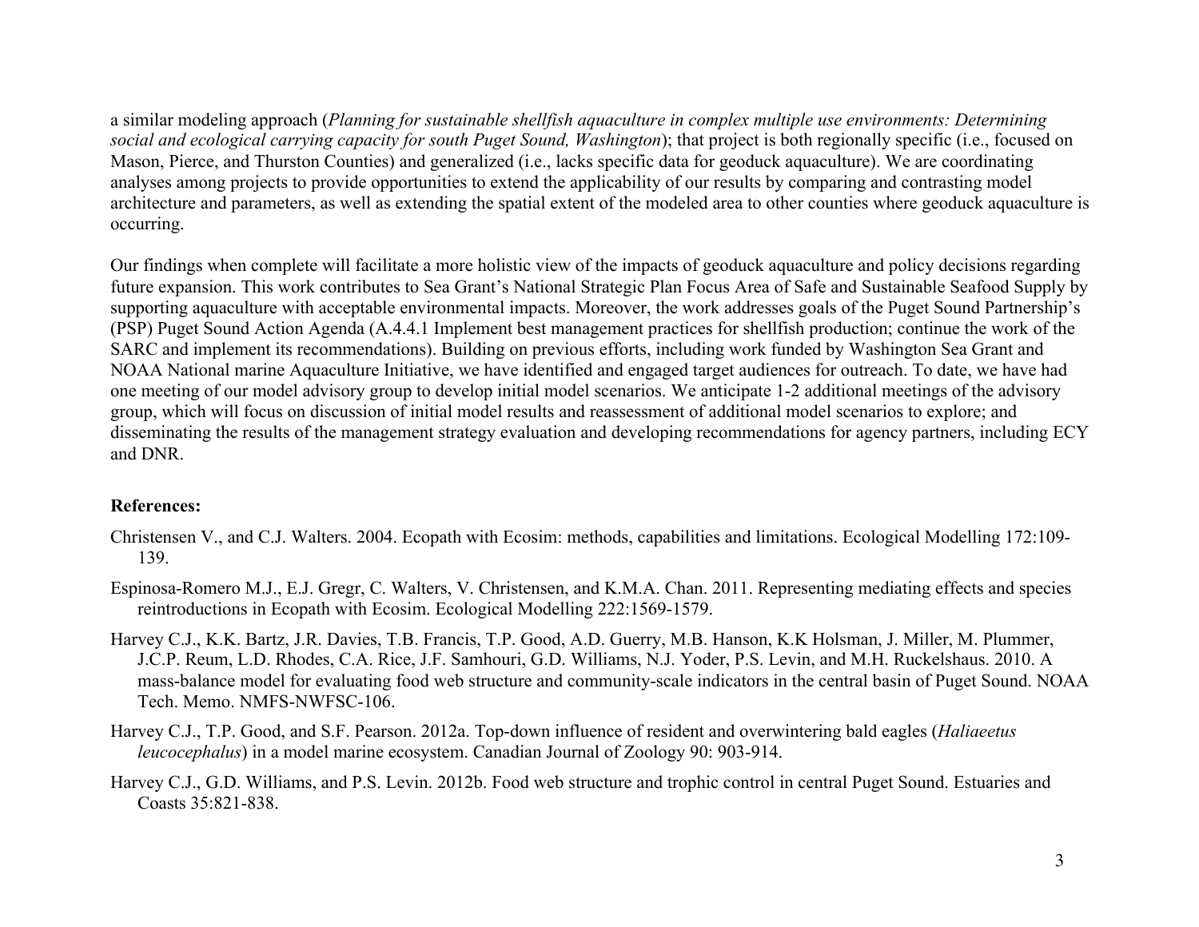a similar modeling approach (*Planning for sustainable shellfish aquaculture in complex multiple use environments: Determining social and ecological carrying capacity for south Puget Sound, Washington*); that project is both regionally specific (i.e., focused on Mason, Pierce, and Thurston Counties) and generalized (i.e., lacks specific data for geoduck aquaculture). We are coordinating analyses among projects to provide opportunities to extend the applicability of our results by comparing and contrasting model architecture and parameters, as well as extending the spatial extent of the modeled area to other counties where geoduck aquaculture is occurring.

Our findings when complete will facilitate a more holistic view of the impacts of geoduck aquaculture and policy decisions regarding future expansion. This work contributes to Sea Grant's National Strategic Plan Focus Area of Safe and Sustainable Seafood Supply by supporting aquaculture with acceptable environmental impacts. Moreover, the work addresses goals of the Puget Sound Partnership's (PSP) Puget Sound Action Agenda (A.4.4.1 Implement best management practices for shellfish production; continue the work of the SARC and implement its recommendations). Building on previous efforts, including work funded by Washington Sea Grant and NOAA National marine Aquaculture Initiative, we have identified and engaged target audiences for outreach. To date, we have had one meeting of our model advisory group to develop initial model scenarios. We anticipate 1-2 additional meetings of the advisory group, which will focus on discussion of initial model results and reassessment of additional model scenarios to explore; and disseminating the results of the management strategy evaluation and developing recommendations for agency partners, including ECY and DNR.

**References:**

Christensen V., and C.J. Walters. 2004. Ecopath with Ecosim: methods, capabilities and limitations. Ecological Modelling 172:109-139.

Espinosa-Romero M.J., E.J. Gregr, C. Walters, V. Christensen, and K.M.A. Chan. 2011. Representing mediating effects and species reintroductions in Ecopath with Ecosim. Ecological Modelling 222:1569-1579.

Harvey C.J., K.K. Bartz, J.R. Davies, T.B. Francis, T.P. Good, A.D. Guerry, M.B. Hanson, K.K Holsman, J. Miller, M. Plummer, J.C.P. Reum, L.D. Rhodes, C.A. Rice, J.F. Samhouri, G.D. Williams, N.J. Yoder, P.S. Levin, and M.H. Ruckelshaus. 2010. A mass-balance model for evaluating food web structure and community-scale indicators in the central basin of Puget Sound. NOAA Tech. Memo. NMFS-NWFSC-106.

Harvey C.J., T.P. Good, and S.F. Pearson. 2012a. Top-down influence of resident and overwintering bald eagles (*Haliaeetus leucocephalus*) in a model marine ecosystem. Canadian Journal of Zoology 90: 903-914.

Harvey C.J., G.D. Williams, and P.S. Levin. 2012b. Food web structure and trophic control in central Puget Sound. Estuaries and Coasts 35:821-838.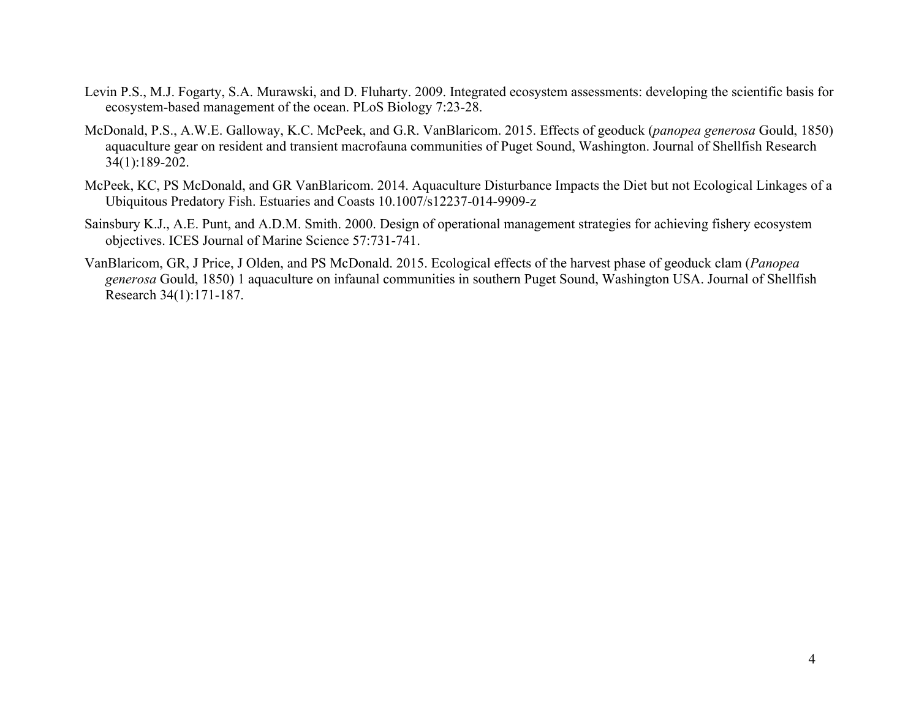Levin P.S., M.J. Fogarty, S.A. Murawski, and D. Fluharty. 2009. Integrated ecosystem assessments: developing the scientific basis for ecosystem-based management of the ocean. PLoS Biology 7:23-28.

McDonald, P.S., A.W.E. Galloway, K.C. McPeek, and G.R. VanBlaricom. 2015. Effects of geoduck (*panopea generosa* Gould, 1850) aquaculture gear on resident and transient macrofauna communities of Puget Sound, Washington. Journal of Shellfish Research 34(1):189-202.

McPeek, KC, PS McDonald, and GR VanBlaricom. 2014. Aquaculture Disturbance Impacts the Diet but not Ecological Linkages of a Ubiquitous Predatory Fish. Estuaries and Coasts 10.1007/s12237-014-9909-z

Sainsbury K.J., A.E. Punt, and A.D.M. Smith. 2000. Design of operational management strategies for achieving fishery ecosystem objectives. ICES Journal of Marine Science 57:731-741.

VanBlaricom, GR, J Price, J Olden, and PS McDonald. 2015. Ecological effects of the harvest phase of geoduck clam (*Panopea generosa* Gould, 1850) 1 aquaculture on infaunal communities in southern Puget Sound, Washington USA. Journal of Shellfish Research 34(1):171-187.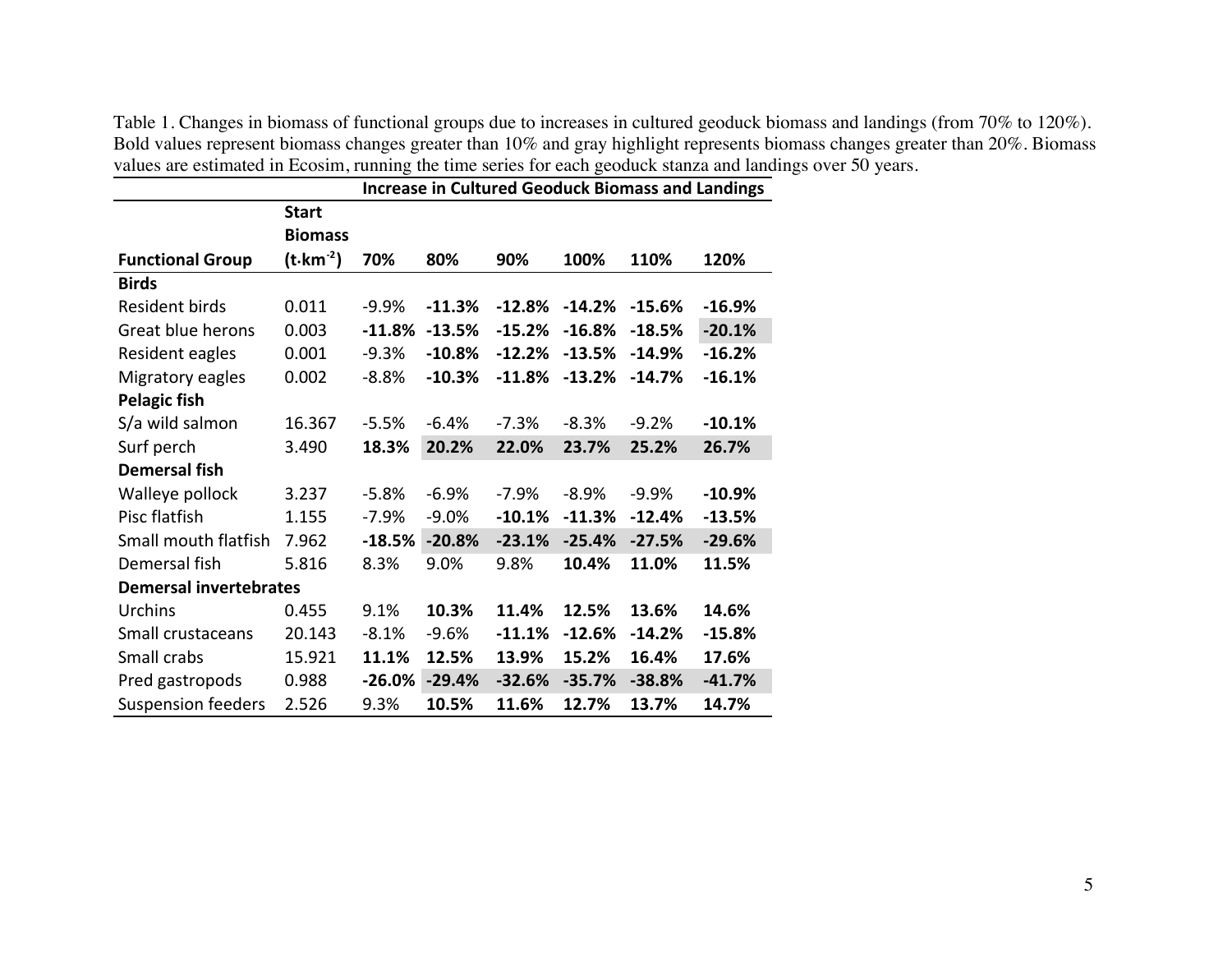Table 1. Changes in biomass of functional groups due to increases in cultured geoduck biomass and landings (from 70% to 120%). Bold values represent biomass changes greater than 10% and gray highlight represents biomass changes greater than 20%. Biomass values are estimated in Ecosim, running the time series for each geoduck stanza and landings over 50 years.

| | | **Increase in Cultured Geoduck Biomass and Landings** | | | | | |
|---|---|---|---|---|---|---|---|
| **Functional Group** | **Start Biomass ($t \cdot km^{-2}$)** | **70%** | **80%** | **90%** | **100%** | **110%** | **120%** |
| **Birds** | | | | | | | |
| Resident birds | 0.011 | -9.9% | **-11.3%** | **-12.8%** | **-14.2%** | **-15.6%** | **-16.9%** |
| Great blue herons | 0.003 | **-11.8%** | **-13.5%** | **-15.2%** | **-16.8%** | **-18.5%** | **-20.1%** |
| Resident eagles | 0.001 | -9.3% | **-10.8%** | **-12.2%** | **-13.5%** | **-14.9%** | **-16.2%** |
| Migratory eagles | 0.002 | -8.8% | **-10.3%** | **-11.8%** | **-13.2%** | **-14.7%** | **-16.1%** |
| **Pelagic fish** | | | | | | | |
| S/a wild salmon | 16.367 | -5.5% | -6.4% | -7.3% | -8.3% | -9.2% | **-10.1%** |
| Surf perch | 3.490 | **18.3%** | **20.2%** | **22.0%** | **23.7%** | **25.2%** | **26.7%** |
| **Demersal fish** | | | | | | | |
| Walleye pollock | 3.237 | -5.8% | -6.9% | -7.9% | -8.9% | -9.9% | **-10.9%** |
| Pisc flatfish | 1.155 | -7.9% | -9.0% | **-10.1%** | **-11.3%** | **-12.4%** | **-13.5%** |
| Small mouth flatfish | 7.962 | **-18.5%** | **-20.8%** | **-23.1%** | **-25.4%** | **-27.5%** | **-29.6%** |
| Demersal fish | 5.816 | 8.3% | 9.0% | 9.8% | **10.4%** | **11.0%** | **11.5%** |
| **Demersal invertebrates** | | | | | | | |
| Urchins | 0.455 | 9.1% | **10.3%** | **11.4%** | **12.5%** | **13.6%** | **14.6%** |
| Small crustaceans | 20.143 | -8.1% | -9.6% | **-11.1%** | **-12.6%** | **-14.2%** | **-15.8%** |
| Small crabs | 15.921 | **11.1%** | **12.5%** | **13.9%** | **15.2%** | **16.4%** | **17.6%** |
| Pred gastropods | 0.988 | **-26.0%** | **-29.4%** | **-32.6%** | **-35.7%** | **-38.8%** | **-41.7%** |
| Suspension feeders | 2.526 | 9.3% | **10.5%** | **11.6%** | **12.7%** | **13.7%** | **14.7%** |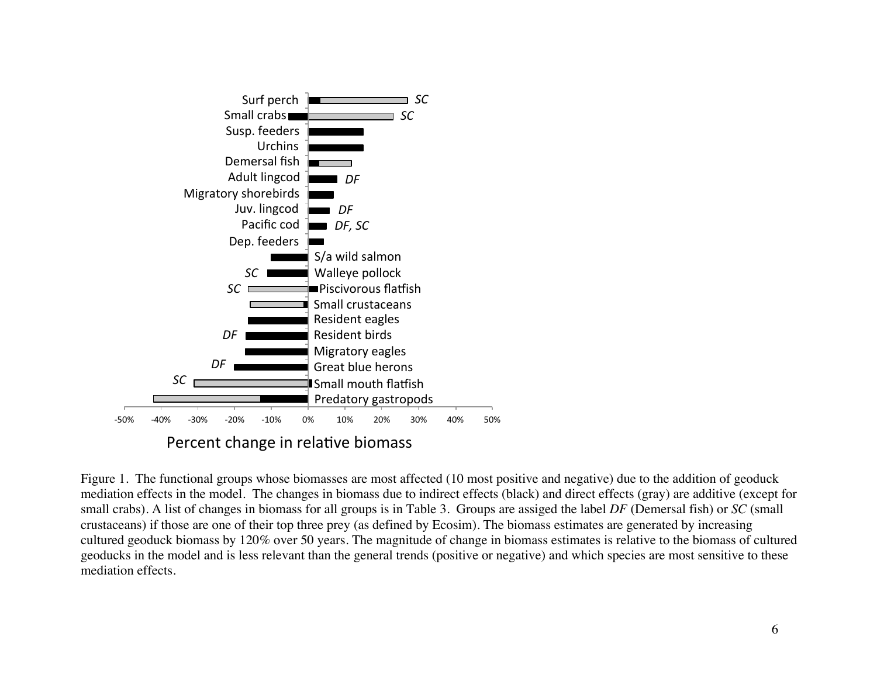Figure 1. The functional groups whose biomasses are most affected (10 most positive and negative) due to the addition of geoduck mediation effects in the model. The changes in biomass due to indirect effects (black) and direct effects (gray) are additive (except for small crabs). A list of changes in biomass for all groups is in Table 3. Groups are assiged the label *DF* (Demersal fish) or *SC* (small crustaceans) if those are one of their top three prey (as defined by Ecosim). The biomass estimates are generated by increasing cultured geoduck biomass by 120% over 50 years. The magnitude of change in biomass estimates is relative to the biomass of cultured geoducks in the model and is less relevant than the general trends (positive or negative) and which species are most sensitive to these mediation effects.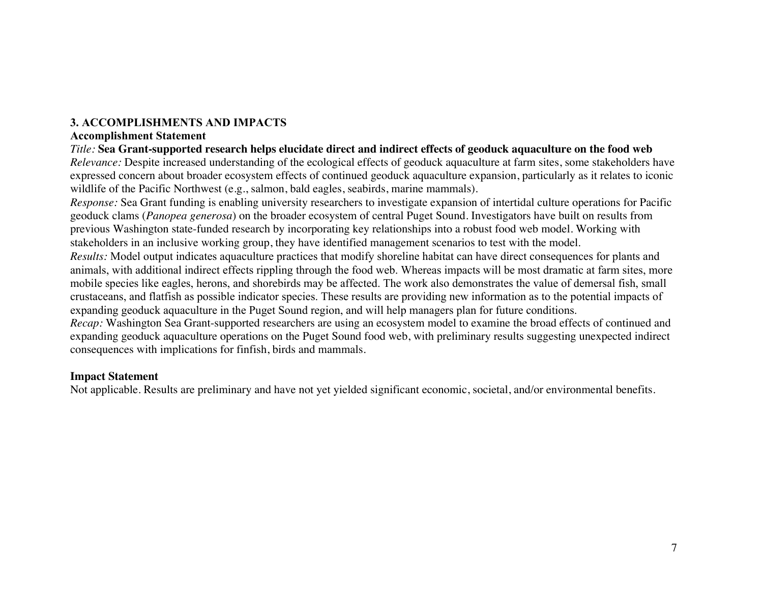## 3. ACCOMPLISHMENTS AND IMPACTS

### Accomplishment Statement

*Title:* **Sea Grant-supported research helps elucidate direct and indirect effects of geoduck aquaculture on the food web**

*Relevance:* Despite increased understanding of the ecological effects of geoduck aquaculture at farm sites, some stakeholders have expressed concern about broader ecosystem effects of continued geoduck aquaculture expansion, particularly as it relates to iconic wildlife of the Pacific Northwest (e.g., salmon, bald eagles, seabirds, marine mammals).

*Response:* Sea Grant funding is enabling university researchers to investigate expansion of intertidal culture operations for Pacific geoduck clams (*Panopea generosa*) on the broader ecosystem of central Puget Sound. Investigators have built on results from previous Washington state-funded research by incorporating key relationships into a robust food web model. Working with stakeholders in an inclusive working group, they have identified management scenarios to test with the model.

*Results:* Model output indicates aquaculture practices that modify shoreline habitat can have direct consequences for plants and animals, with additional indirect effects rippling through the food web. Whereas impacts will be most dramatic at farm sites, more mobile species like eagles, herons, and shorebirds may be affected. The work also demonstrates the value of demersal fish, small crustaceans, and flatfish as possible indicator species. These results are providing new information as to the potential impacts of expanding geoduck aquaculture in the Puget Sound region, and will help managers plan for future conditions.

*Recap:* Washington Sea Grant-supported researchers are using an ecosystem model to examine the broad effects of continued and expanding geoduck aquaculture operations on the Puget Sound food web, with preliminary results suggesting unexpected indirect consequences with implications for finfish, birds and mammals.

### Impact Statement

Not applicable. Results are preliminary and have not yet yielded significant economic, societal, and/or environmental benefits.